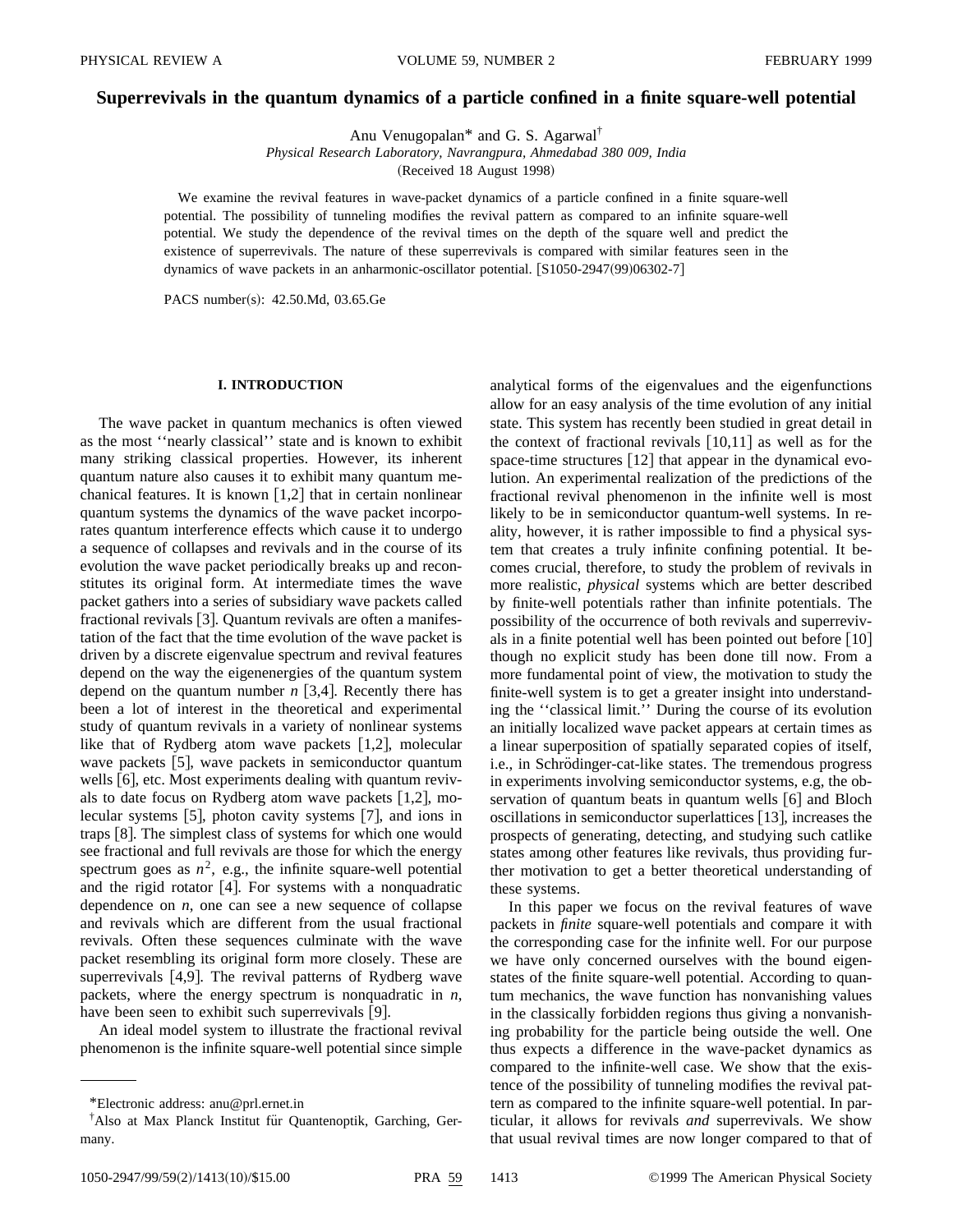# Superrevivals in the quantum dynamics of a particle confined in a finite square-well potential

Anu Venugopalan* and G. S. Agarwal†

*Physical Research Laboratory, Navrangpura, Ahmedabad 380 009, India*

(Received 18 August 1998)

We examine the revival features in wave-packet dynamics of a particle confined in a finite square-well potential. The possibility of tunneling modifies the revival pattern as compared to an infinite square-well potential. We study the dependence of the revival times on the depth of the square well and predict the existence of superrevivals. The nature of these superrevivals is compared with similar features seen in the dynamics of wave packets in an anharmonic-oscillator potential. [S1050-2947(99)06302-7]

PACS number(s): 42.50.Md, 03.65.Ge

## I. INTRODUCTION

The wave packet in quantum mechanics is often viewed as the most ''nearly classical'' state and is known to exhibit many striking classical properties. However, its inherent quantum nature also causes it to exhibit many quantum mechanical features. It is known [1,2] that in certain nonlinear quantum systems the dynamics of the wave packet incorporates quantum interference effects which cause it to undergo a sequence of collapses and revivals and in the course of its evolution the wave packet periodically breaks up and reconstitutes its original form. At intermediate times the wave packet gathers into a series of subsidiary wave packets called fractional revivals [3]. Quantum revivals are often a manifestation of the fact that the time evolution of the wave packet is driven by a discrete eigenvalue spectrum and revival features depend on the way the eigenenergies of the quantum system depend on the quantum number $n$ [3,4]. Recently there has been a lot of interest in the theoretical and experimental study of quantum revivals in a variety of nonlinear systems like that of Rydberg atom wave packets [1,2], molecular wave packets [5], wave packets in semiconductor quantum wells [6], etc. Most experiments dealing with quantum revivals to date focus on Rydberg atom wave packets [1,2], molecular systems [5], photon cavity systems [7], and ions in traps [8]. The simplest class of systems for which one would see fractional and full revivals are those for which the energy spectrum goes as $n^2$, e.g., the infinite square-well potential and the rigid rotator [4]. For systems with a nonquadratic dependence on $n$, one can see a new sequence of collapse and revivals which are different from the usual fractional revivals. Often these sequences culminate with the wave packet resembling its original form more closely. These are superrevivals [4,9]. The revival patterns of Rydberg wave packets, where the energy spectrum is nonquadratic in $n$, have been seen to exhibit such superrevivals [9].

An ideal model system to illustrate the fractional revival phenomenon is the infinite square-well potential since simple analytical forms of the eigenvalues and the eigenfunctions allow for an easy analysis of the time evolution of any initial state. This system has recently been studied in great detail in the context of fractional revivals [10,11] as well as for the space-time structures [12] that appear in the dynamical evolution. An experimental realization of the predictions of the fractional revival phenomenon in the infinite well is most likely to be in semiconductor quantum-well systems. In reality, however, it is rather impossible to find a physical system that creates a truly infinite confining potential. It becomes crucial, therefore, to study the problem of revivals in more realistic, *physical* systems which are better described by finite-well potentials rather than infinite potentials. The possibility of the occurrence of both revivals and superrevivals in a finite potential well has been pointed out before [10] though no explicit study has been done till now. From a more fundamental point of view, the motivation to study the finite-well system is to get a greater insight into understanding the ''classical limit.'' During the course of its evolution an initially localized wave packet appears at certain times as a linear superposition of spatially separated copies of itself, i.e., in Schrödinger-cat-like states. The tremendous progress in experiments involving semiconductor systems, e.g, the observation of quantum beats in quantum wells [6] and Bloch oscillations in semiconductor superlattices [13], increases the prospects of generating, detecting, and studying such catlike states among other features like revivals, thus providing further motivation to get a better theoretical understanding of these systems.

In this paper we focus on the revival features of wave packets in *finite* square-well potentials and compare it with the corresponding case for the infinite well. For our purpose we have only concerned ourselves with the bound eigenstates of the finite square-well potential. According to quantum mechanics, the wave function has nonvanishing values in the classically forbidden regions thus giving a nonvanishing probability for the particle being outside the well. One thus expects a difference in the wave-packet dynamics as compared to the infinite-well case. We show that the existence of the possibility of tunneling modifies the revival pattern as compared to the infinite square-well potential. In particular, it allows for revivals *and* superrevivals. We show that usual revival times are now longer compared to that of

*Electronic address: anu@prl.ernet.in

†Also at Max Planck Institut für Quantenoptik, Garching, Germany.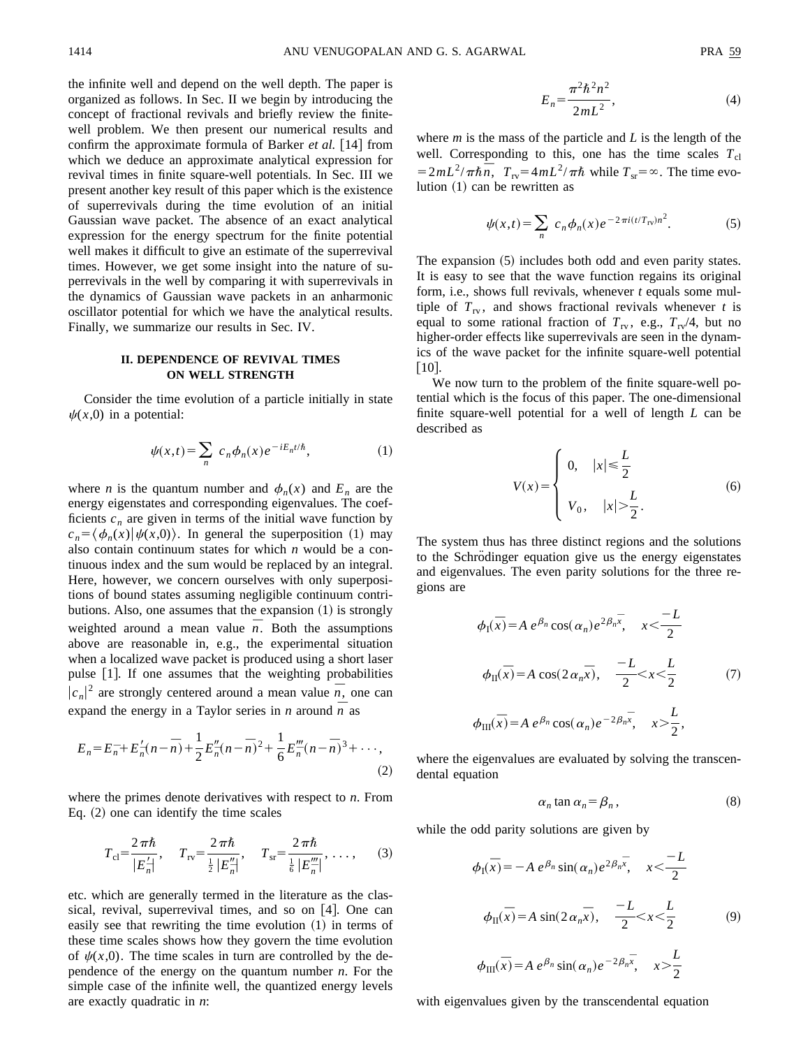the infinite well and depend on the well depth. The paper is organized as follows. In Sec. II we begin by introducing the concept of fractional revivals and briefly review the finite-well problem. We then present our numerical results and confirm the approximate formula of Barker *et al.* [14] from which we deduce an approximate analytical expression for revival times in finite square-well potentials. In Sec. III we present another key result of this paper which is the existence of superrevivals during the time evolution of an initial Gaussian wave packet. The absence of an exact analytical expression for the energy spectrum for the finite potential well makes it difficult to give an estimate of the superrevival times. However, we get some insight into the nature of superrevivals in the well by comparing it with superrevivals in the dynamics of Gaussian wave packets in an anharmonic oscillator potential for which we have the analytical results. Finally, we summarize our results in Sec. IV.

## II. DEPENDENCE OF REVIVAL TIMES ON WELL STRENGTH

Consider the time evolution of a particle initially in state $\psi(x,0)$ in a potential:

$$\psi(x,t)=\sum_n c_n\phi_n(x)e^{-iE_nt/\hbar}, \tag{1}$$

where $n$ is the quantum number and $\phi_n(x)$ and $E_n$ are the energy eigenstates and corresponding eigenvalues. The coefficients $c_n$ are given in terms of the initial wave function by $c_n=\langle\phi_n(x)|\psi(x,0)\rangle$. In general the superposition (1) may also contain continuum states for which $n$ would be a continuous index and the sum would be replaced by an integral. Here, however, we concern ourselves with only superpositions of bound states assuming negligible continuum contributions. Also, one assumes that the expansion (1) is strongly weighted around a mean value $\bar{n}$. Both the assumptions above are reasonable in, e.g., the experimental situation when a localized wave packet is produced using a short laser pulse [1]. If one assumes that the weighting probabilities $|c_n|^2$ are strongly centered around a mean value $\bar{n}$, one can expand the energy in a Taylor series in $n$ around $\bar{n}$ as

$$E_n=E_{\bar{n}}+E'_{\bar{n}}(n-\bar{n})+\frac{1}{2}E''_{\bar{n}}(n-\bar{n})^2+\frac{1}{6}E'''_{\bar{n}}(n-\bar{n})^3+\cdots, \tag{2}$$

where the primes denote derivatives with respect to $n$. From Eq. (2) one can identify the time scales

$$T_{\rm cl}=\frac{2\pi\hbar}{|E'_{\bar{n}}|},\quad T_{\rm rv}=\frac{2\pi\hbar}{\frac{1}{2}|E''_{\bar{n}}|},\quad T_{\rm sr}=\frac{2\pi\hbar}{\frac{1}{6}|E'''_{\bar{n}}|},\ \ldots, \tag{3}$$

etc. which are generally termed in the literature as the classical, revival, superrevival times, and so on [4]. One can easily see that rewriting the time evolution (1) in terms of these time scales shows how they govern the time evolution of $\psi(x,0)$. The time scales in turn are controlled by the dependence of the energy on the quantum number $n$. For the simple case of the infinite well, the quantized energy levels are exactly quadratic in $n$:

$$E_n=\frac{\pi^2\hbar^2n^2}{2mL^2}, \tag{4}$$

where $m$ is the mass of the particle and $L$ is the length of the well. Corresponding to this, one has the time scales $T_{\rm cl}=2mL^2/\pi\hbar\bar{n}$, $T_{\rm rv}=4mL^2/\pi\hbar$ while $T_{\rm sr}=\infty$. The time evolution (1) can be rewritten as

$$\psi(x,t)=\sum_n c_n\phi_n(x)e^{-2\pi i(t/T_{\rm rv})n^2}. \tag{5}$$

The expansion (5) includes both odd and even parity states. It is easy to see that the wave function regains its original form, i.e., shows full revivals, whenever $t$ equals some multiple of $T_{\rm rv}$, and shows fractional revivals whenever $t$ is equal to some rational fraction of $T_{\rm rv}$, e.g., $T_{\rm rv}/4$, but no higher-order effects like superrevivals are seen in the dynamics of the wave packet for the infinite square-well potential [10].

We now turn to the problem of the finite square-well potential which is the focus of this paper. The one-dimensional finite square-well potential for a well of length $L$ can be described as

$$V(x)=\begin{cases}0, & |x|\leq\dfrac{L}{2}\\[2mm] V_0, & |x|>\dfrac{L}{2}.\end{cases} \tag{6}$$

The system thus has three distinct regions and the solutions to the Schrödinger equation give us the energy eigenstates and eigenvalues. The even parity solutions for the three regions are

$$\begin{aligned}\phi_{\rm I}(\bar{x})&=A\,e^{\beta_n}\cos(\alpha_n)e^{2\beta_n\bar{x}},\quad x<\frac{-L}{2}\\ \phi_{\rm II}(\bar{x})&=A\cos(2\alpha_n\bar{x}),\quad \frac{-L}{2}<x<\frac{L}{2}\\ \phi_{\rm III}(\bar{x})&=A\,e^{\beta_n}\cos(\alpha_n)e^{-2\beta_n\bar{x}},\quad x>\frac{L}{2},\end{aligned} \tag{7}$$

where the eigenvalues are evaluated by solving the transcendental equation

$$\alpha_n\tan\alpha_n=\beta_n, \tag{8}$$

while the odd parity solutions are given by

$$\begin{aligned}\phi_{\rm I}(\bar{x})&=-A\,e^{\beta_n}\sin(\alpha_n)e^{2\beta_n\bar{x}},\quad x<\frac{-L}{2}\\ \phi_{\rm II}(\bar{x})&=A\sin(2\alpha_n\bar{x}),\quad \frac{-L}{2}<x<\frac{L}{2}\\ \phi_{\rm III}(\bar{x})&=A\,e^{\beta_n}\sin(\alpha_n)e^{-2\beta_n\bar{x}},\quad x>\frac{L}{2}\end{aligned} \tag{9}$$

with eigenvalues given by the transcendental equation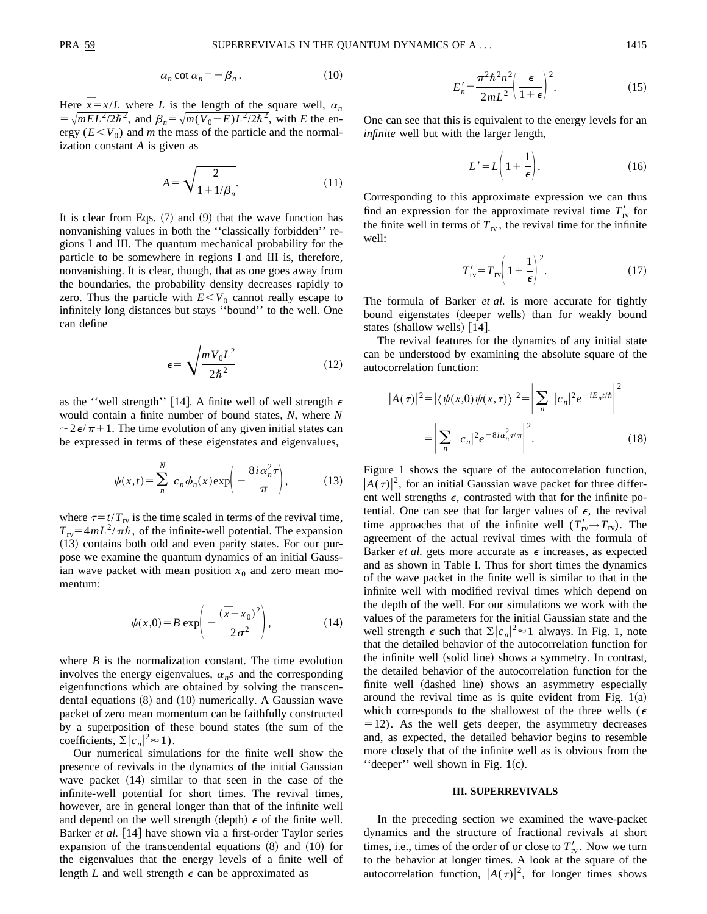$$\alpha_n \cot \alpha_n = -\beta_n . \tag{10}$$

Here $\overline{x} = x/L$ where $L$ is the length of the square well, $\alpha_n = \sqrt{mEL^2/2\hbar^2}$, and $\beta_n = \sqrt{m(V_0 - E)L^2/2\hbar^2}$, with $E$ the energy ($E < V_0$) and $m$ the mass of the particle and the normalization constant $A$ is given as

$$A = \sqrt{\frac{2}{1 + 1/\beta_n}}. \tag{11}$$

It is clear from Eqs. (7) and (9) that the wave function has nonvanishing values in both the ''classically forbidden'' regions I and III. The quantum mechanical probability for the particle to be somewhere in regions I and III is, therefore, nonvanishing. It is clear, though, that as one goes away from the boundaries, the probability density decreases rapidly to zero. Thus the particle with $E < V_0$ cannot really escape to infinitely long distances but stays ''bound'' to the well. One can define

$$\epsilon = \sqrt{\frac{mV_0 L^2}{2\hbar^2}} \tag{12}$$

as the ''well strength'' [14]. A finite well of well strength $\epsilon$ would contain a finite number of bound states, $N$, where $N \sim 2\epsilon/\pi + 1$. The time evolution of any given initial states can be expressed in terms of these eigenstates and eigenvalues,

$$\psi(x,t) = \sum_n^N c_n \phi_n(x) \exp\left( -\frac{8 i \alpha_n^2 \tau}{\pi} \right), \tag{13}$$

where $\tau = t/T_{\text{rv}}$ is the time scaled in terms of the revival time, $T_{\text{rv}} = 4mL^2/\pi\hbar$, of the infinite-well potential. The expansion (13) contains both odd and even parity states. For our purpose we examine the quantum dynamics of an initial Gaussian wave packet with mean position $x_0$ and zero mean momentum:

$$\psi(x,0) = B \exp\left( -\frac{(\overline{x} - x_0)^2}{2\sigma^2} \right), \tag{14}$$

where $B$ is the normalization constant. The time evolution involves the energy eigenvalues, $\alpha_n$s and the corresponding eigenfunctions which are obtained by solving the transcendental equations (8) and (10) numerically. A Gaussian wave packet of zero mean momentum can be faithfully constructed by a superposition of these bound states (the sum of the coefficients, $\Sigma |c_n|^2 \approx 1$).

Our numerical simulations for the finite well show the presence of revivals in the dynamics of the initial Gaussian wave packet (14) similar to that seen in the case of the infinite-well potential for short times. The revival times, however, are in general longer than that of the infinite well and depend on the well strength (depth) $\epsilon$ of the finite well. Barker *et al.* [14] have shown via a first-order Taylor series expansion of the transcendental equations (8) and (10) for the eigenvalues that the energy levels of a finite well of length $L$ and well strength $\epsilon$ can be approximated as

$$E_n' = \frac{\pi^2 \hbar^2 n^2}{2mL^2} \left( \frac{\epsilon}{1 + \epsilon} \right)^2. \tag{15}$$

One can see that this is equivalent to the energy levels for an *infinite* well but with the larger length,

$$L' = L\left(1 + \frac{1}{\epsilon}\right). \tag{16}$$

Corresponding to this approximate expression we can thus find an expression for the approximate revival time $T_{\text{rv}}'$ for the finite well in terms of $T_{\text{rv}}$, the revival time for the infinite well:

$$T_{\text{rv}}' = T_{\text{rv}} \left(1 + \frac{1}{\epsilon}\right)^2. \tag{17}$$

The formula of Barker *et al.* is more accurate for tightly bound eigenstates (deeper wells) than for weakly bound states (shallow wells) [14].

The revival features for the dynamics of any initial state can be understood by examining the absolute square of the autocorrelation function:

$$|A(\tau)|^2 = |\langle \psi(x,0) \psi(x,\tau) \rangle|^2 = \left| \sum_n |c_n|^2 e^{-iE_n t/\hbar} \right|^2$$
$$= \left| \sum_n |c_n|^2 e^{-8i\alpha_n^2 \tau/\pi} \right|^2. \tag{18}$$

Figure 1 shows the square of the autocorrelation function, $|A(\tau)|^2$, for an initial Gaussian wave packet for three different well strengths $\epsilon$, contrasted with that for the infinite potential. One can see that for larger values of $\epsilon$, the revival time approaches that of the infinite well ($T_{\text{rv}}' \to T_{\text{rv}}$). The agreement of the actual revival times with the formula of Barker *et al.* gets more accurate as $\epsilon$ increases, as expected and as shown in Table I. Thus for short times the dynamics of the wave packet in the finite well is similar to that in the infinite well with modified revival times which depend on the depth of the well. For our simulations we work with the values of the parameters for the initial Gaussian state and the well strength $\epsilon$ such that $\Sigma |c_n|^2 \approx 1$ always. In Fig. 1, note that the detailed behavior of the autocorrelation function for the infinite well (solid line) shows a symmetry. In contrast, the detailed behavior of the autocorrelation function for the finite well (dashed line) shows an asymmetry especially around the revival time as is quite evident from Fig. 1(a) which corresponds to the shallowest of the three wells ($\epsilon = 12$). As the well gets deeper, the asymmetry decreases and, as expected, the detailed behavior begins to resemble more closely that of the infinite well as is obvious from the ''deeper'' well shown in Fig. 1(c).

### III. SUPERREVIVALS

In the preceding section we examined the wave-packet dynamics and the structure of fractional revivals at short times, i.e., times of the order of or close to $T_{\text{rv}}'$. Now we turn to the behavior at longer times. A look at the square of the autocorrelation function, $|A(\tau)|^2$, for longer times shows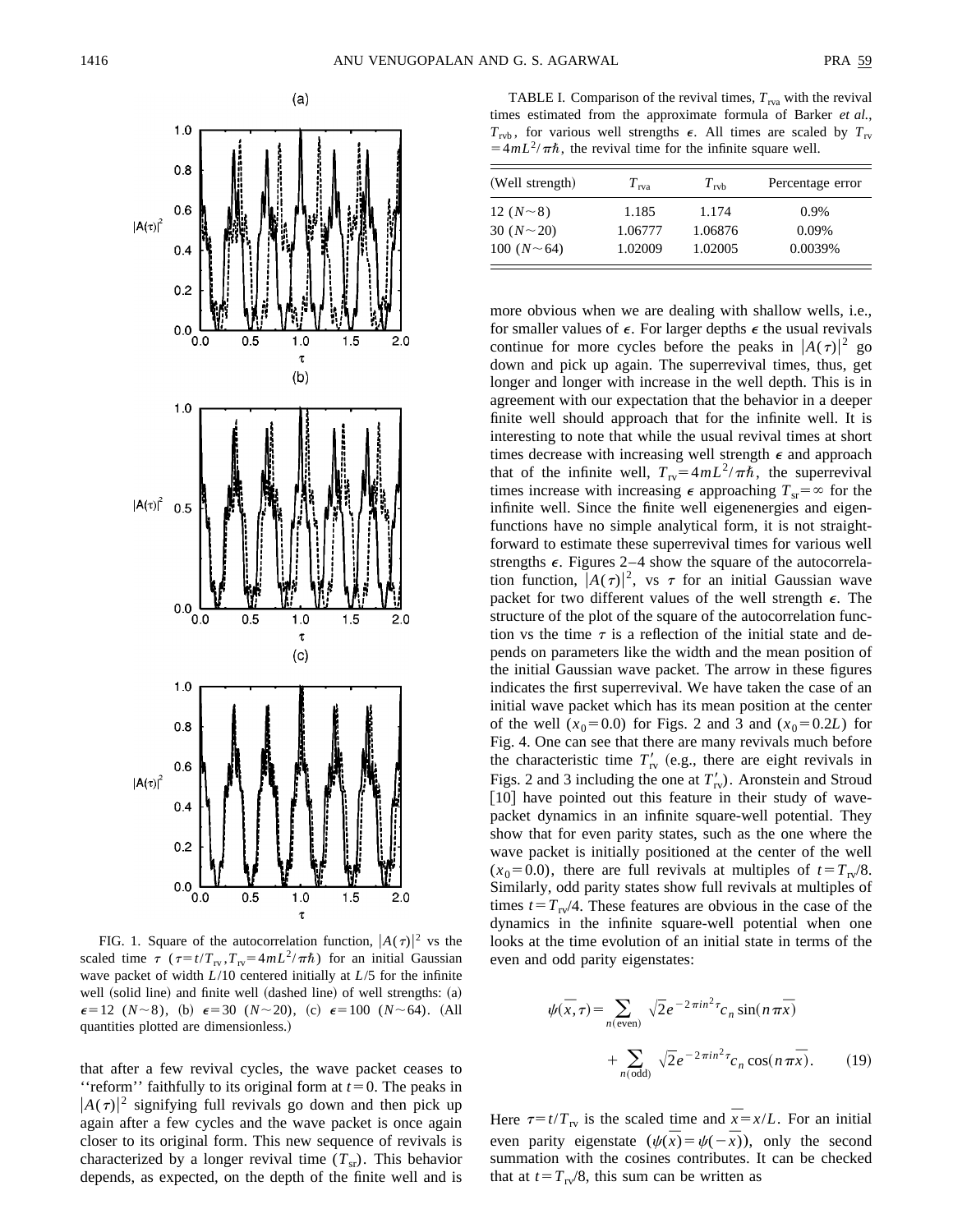FIG. 1. Square of the autocorrelation function, $|A(\tau)|^2$ vs the scaled time $\tau$ ($\tau = t/T_{\rm rv}, T_{\rm rv} = 4mL^2/\pi\hbar$) for an initial Gaussian wave packet of width $L/10$ centered initially at $L/5$ for the infinite well (solid line) and finite well (dashed line) of well strengths: (a) $\epsilon = 12$ ($N \sim 8$), (b) $\epsilon = 30$ ($N \sim 20$), (c) $\epsilon = 100$ ($N \sim 64$). (All quantities plotted are dimensionless.)

that after a few revival cycles, the wave packet ceases to ''reform'' faithfully to its original form at $t = 0$. The peaks in $|A(\tau)|^2$ signifying full revivals go down and then pick up again after a few cycles and the wave packet is once again closer to its original form. This new sequence of revivals is characterized by a longer revival time ($T_{\rm sr}$). This behavior depends, as expected, on the depth of the finite well and is more obvious when we are dealing with shallow wells, i.e., for smaller values of $\epsilon$. For larger depths $\epsilon$ the usual revivals continue for more cycles before the peaks in $|A(\tau)|^2$ go down and pick up again. The superrevival times, thus, get longer and longer with increase in the well depth. This is in agreement with our expectation that the behavior in a deeper finite well should approach that for the infinite well. It is interesting to note that while the usual revival times at short times decrease with increasing well strength $\epsilon$ and approach that of the infinite well, $T_{\rm rv} = 4mL^2/\pi\hbar$, the superrevival times increase with increasing $\epsilon$ approaching $T_{\rm sr} = \infty$ for the infinite well. Since the finite well eigenenergies and eigenfunctions have no simple analytical form, it is not straightforward to estimate these superrevival times for various well strengths $\epsilon$. Figures 2–4 show the square of the autocorrelation function, $|A(\tau)|^2$, vs $\tau$ for an initial Gaussian wave packet for two different values of the well strength $\epsilon$. The structure of the plot of the square of the autocorrelation function vs the time $\tau$ is a reflection of the initial state and depends on parameters like the width and the mean position of the initial Gaussian wave packet. The arrow in these figures indicates the first superrevival. We have taken the case of an initial wave packet which has its mean position at the center of the well ($x_0 = 0.0$) for Figs. 2 and 3 and ($x_0 = 0.2L$) for Fig. 4. One can see that there are many revivals much before the characteristic time $T'_{\rm rv}$ (e.g., there are eight revivals in Figs. 2 and 3 including the one at $T'_{\rm rv}$). Aronstein and Stroud [10] have pointed out this feature in their study of wave-packet dynamics in an infinite square-well potential. They show that for even parity states, such as the one where the wave packet is initially positioned at the center of the well ($x_0 = 0.0$), there are full revivals at multiples of $t = T_{\rm rv}/8$. Similarly, odd parity states show full revivals at multiples of times $t = T_{\rm rv}/4$. These features are obvious in the case of the dynamics in the infinite square-well potential when one looks at the time evolution of an initial state in terms of the even and odd parity eigenstates:

TABLE I. Comparison of the revival times, $T_{\rm rva}$ with the revival times estimated from the approximate formula of Barker *et al.*, $T_{\rm rvb}$, for various well strengths $\epsilon$. All times are scaled by $T_{\rm rv} = 4mL^2/\pi\hbar$, the revival time for the infinite square well.

| (Well strength) | $T_{\rm rva}$ | $T_{\rm rvb}$ | Percentage error |
|---|---|---|---|
| 12 ($N \sim 8$) | 1.185 | 1.174 | 0.9% |
| 30 ($N \sim 20$) | 1.06777 | 1.06876 | 0.09% |
| 100 ($N \sim 64$) | 1.02009 | 1.02005 | 0.0039% |

$$\psi(\bar{x},\tau) = \sum_{n(\text{even})} \sqrt{2} e^{-2\pi i n^2 \tau} c_n \sin(n\pi\bar{x}) + \sum_{n(\text{odd})} \sqrt{2} e^{-2\pi i n^2 \tau} c_n \cos(n\pi\bar{x}). \quad (19)$$

Here $\tau = t/T_{\rm rv}$ is the scaled time and $\bar{x} = x/L$. For an initial even parity eigenstate ($\psi(\bar{x}) = \psi(-\bar{x})$), only the second summation with the cosines contributes. It can be checked that at $t = T_{\rm rv}/8$, this sum can be written as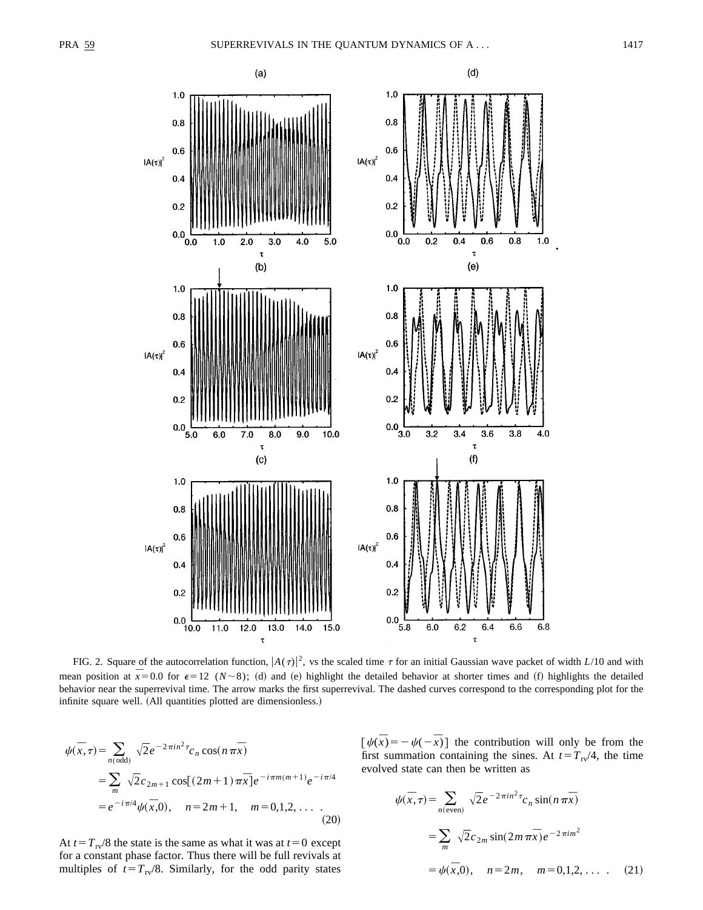FIG. 2. Square of the autocorrelation function, $|A(\tau)|^2$, vs the scaled time $\tau$ for an initial Gaussian wave packet of width $L/10$ and with mean position at $\bar{x}=0.0$ for $\epsilon=12$ ($N\sim 8$); (d) and (e) highlight the detailed behavior at shorter times and (f) highlights the detailed behavior near the superrevival time. The arrow marks the first superrevival. The dashed curves correspond to the corresponding plot for the infinite square well. (All quantities plotted are dimensionless.)

$$
\begin{aligned}
\psi(\bar{x},\tau) &= \sum_{n(\mathrm{odd})} \sqrt{2}e^{-2\pi i n^2 \tau} c_n \cos(n\pi\bar{x}) \\
&= \sum_m \sqrt{2}c_{2m+1}\cos[(2m+1)\pi\bar{x}]e^{-i\pi m(m+1)}e^{-i\pi/4} \\
&= e^{-i\pi/4}\psi(\bar{x},0), \quad n=2m+1, \quad m=0,1,2,\ldots\ .
\end{aligned} \tag{20}
$$

At $t=T_{\mathrm{rv}}/8$ the state is the same as what it was at $t=0$ except for a constant phase factor. Thus there will be full revivals at multiples of $t=T_{\mathrm{rv}}/8$. Similarly, for the odd parity states $[\psi(\bar{x})=-\psi(-\bar{x})]$ the contribution will only be from the first summation containing the sines. At $t=T_{\mathrm{rv}}/4$, the time evolved state can then be written as

$$
\begin{aligned}
\psi(\bar{x},\tau) &= \sum_{n(\mathrm{even})} \sqrt{2}e^{-2\pi i n^2 \tau} c_n \sin(n\pi\bar{x}) \\
&= \sum_m \sqrt{2}c_{2m}\sin(2m\pi\bar{x})e^{-2\pi i m^2} \\
&= \psi(\bar{x},0), \quad n=2m, \quad m=0,1,2,\ldots\ .
\end{aligned} \tag{21}
$$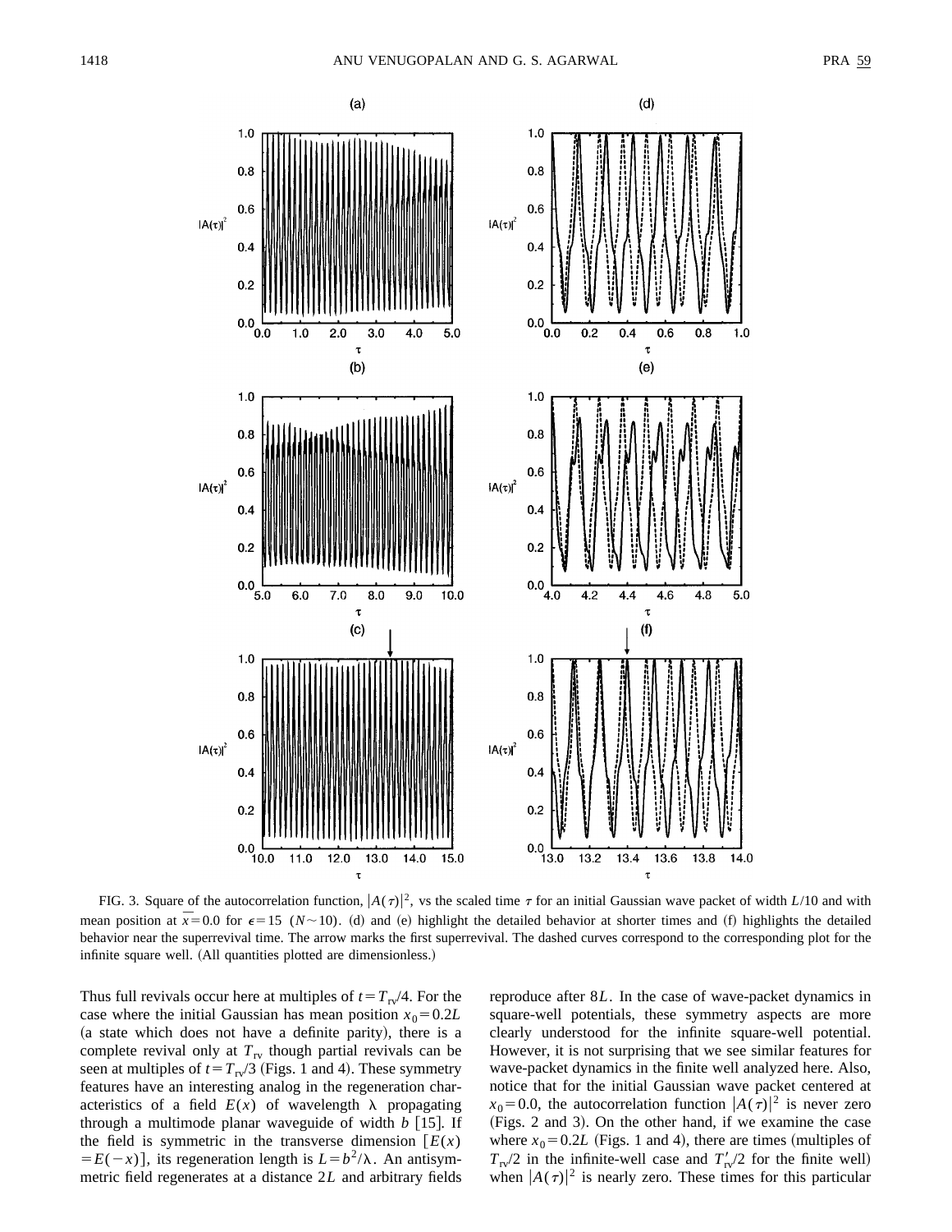FIG. 3. Square of the autocorrelation function, $|A(\tau)|^2$, vs the scaled time $\tau$ for an initial Gaussian wave packet of width $L/10$ and with mean position at $\bar{x}=0.0$ for $\epsilon=15$ $(N\sim 10)$. (d) and (e) highlight the detailed behavior at shorter times and (f) highlights the detailed behavior near the superrevival time. The arrow marks the first superrevival. The dashed curves correspond to the corresponding plot for the infinite square well. (All quantities plotted are dimensionless.)

Thus full revivals occur here at multiples of $t=T_{\rm rv}/4$. For the case where the initial Gaussian has mean position $x_0=0.2L$ (a state which does not have a definite parity), there is a complete revival only at $T_{\rm rv}$ though partial revivals can be seen at multiples of $t=T_{\rm rv}/3$ (Figs. 1 and 4). These symmetry features have an interesting analog in the regeneration characteristics of a field $E(x)$ of wavelength $\lambda$ propagating through a multimode planar waveguide of width $b$ [15]. If the field is symmetric in the transverse dimension $[E(x)=E(-x)]$, its regeneration length is $L=b^2/\lambda$. An antisymmetric field regenerates at a distance $2L$ and arbitrary fields reproduce after $8L$. In the case of wave-packet dynamics in square-well potentials, these symmetry aspects are more clearly understood for the infinite square-well potential. However, it is not surprising that we see similar features for wave-packet dynamics in the finite well analyzed here. Also, notice that for the initial Gaussian wave packet centered at $x_0=0.0$, the autocorrelation function $|A(\tau)|^2$ is never zero (Figs. 2 and 3). On the other hand, if we examine the case where $x_0=0.2L$ (Figs. 1 and 4), there are times (multiples of $T_{\rm rv}/2$ in the infinite-well case and $T'_{\rm rv}/2$ for the finite well) when $|A(\tau)|^2$ is nearly zero. These times for this particular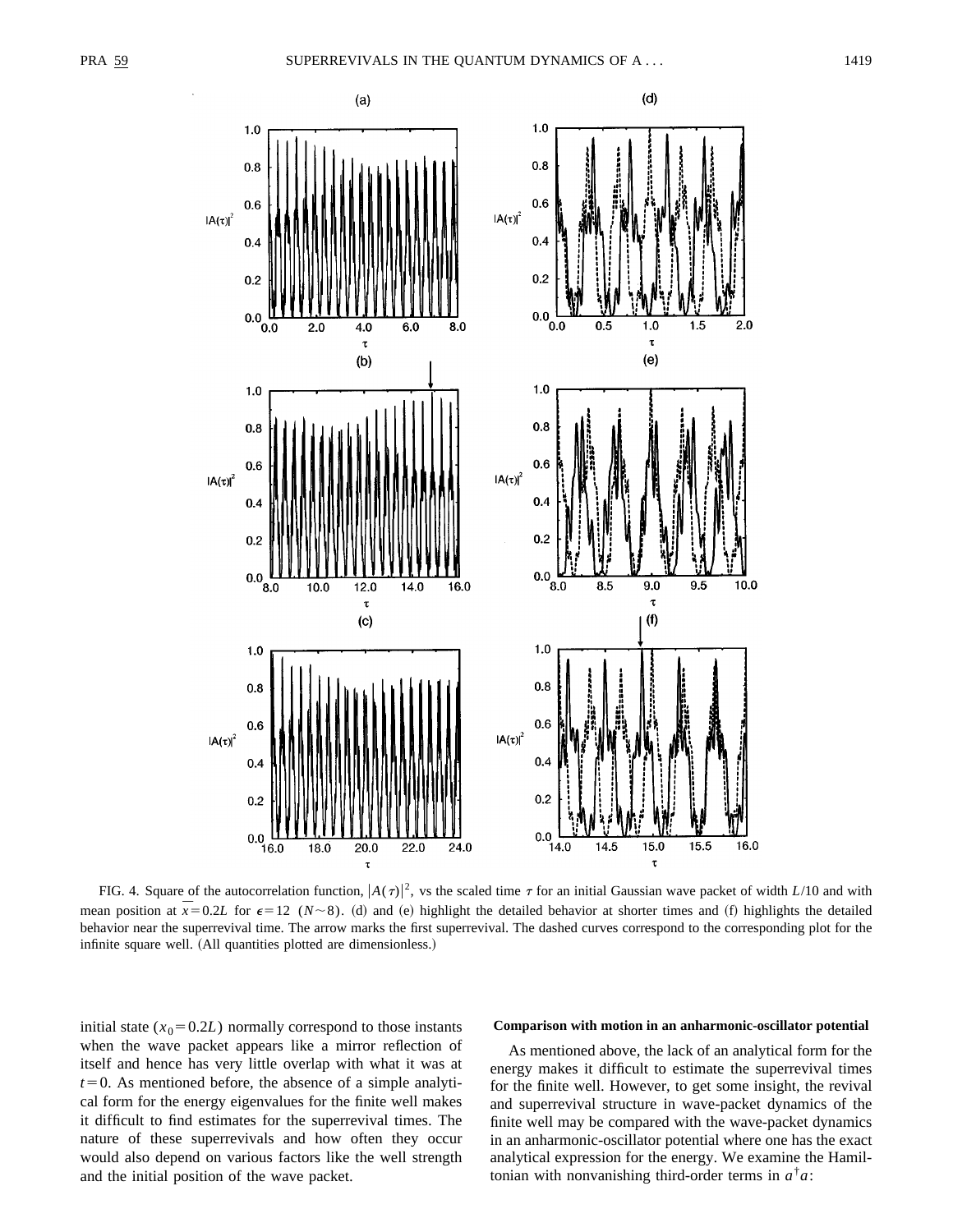FIG. 4. Square of the autocorrelation function, $|A(\tau)|^2$, vs the scaled time $\tau$ for an initial Gaussian wave packet of width $L/10$ and with mean position at $\overline{x}=0.2L$ for $\epsilon=12$ ($N\sim 8$). (d) and (e) highlight the detailed behavior at shorter times and (f) highlights the detailed behavior near the superrevival time. The arrow marks the first superrevival. The dashed curves correspond to the corresponding plot for the infinite square well. (All quantities plotted are dimensionless.)

initial state ($x_0=0.2L$) normally correspond to those instants when the wave packet appears like a mirror reflection of itself and hence has very little overlap with what it was at $t=0$. As mentioned before, the absence of a simple analytical form for the energy eigenvalues for the finite well makes it difficult to find estimates for the superrevival times. The nature of these superrevivals and how often they occur would also depend on various factors like the well strength and the initial position of the wave packet.

#### Comparison with motion in an anharmonic-oscillator potential

As mentioned above, the lack of an analytical form for the energy makes it difficult to estimate the superrevival times for the finite well. However, to get some insight, the revival and superrevival structure in wave-packet dynamics of the finite well may be compared with the wave-packet dynamics in an anharmonic-oscillator potential where one has the exact analytical expression for the energy. We examine the Hamiltonian with nonvanishing third-order terms in $a^{\dagger}a$: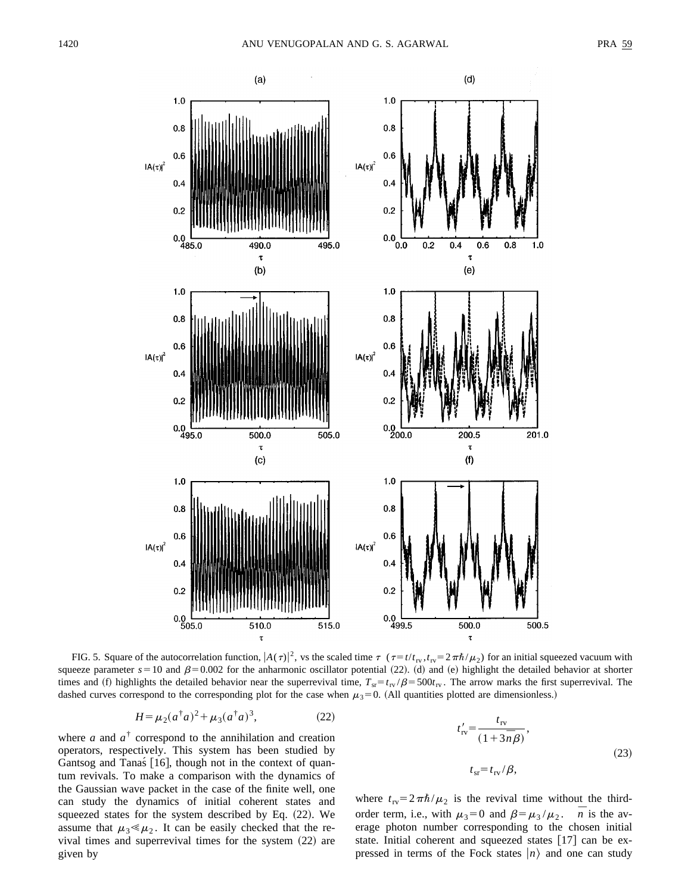FIG. 5. Square of the autocorrelation function, $|A(\tau)|^2$, vs the scaled time $\tau$ ($\tau = t/t_{\rm rv}, t_{\rm rv} = 2\pi\hbar/\mu_2$) for an initial squeezed vacuum with squeeze parameter $s=10$ and $\beta=0.002$ for the anharmonic oscillator potential (22). (d) and (e) highlight the detailed behavior at shorter times and (f) highlights the detailed behavior near the superrevival time, $T_{\rm sr} = t_{\rm rv}/\beta = 500 t_{\rm rv}$. The arrow marks the first superrevival. The dashed curves correspond to the corresponding plot for the case when $\mu_3 = 0$. (All quantities plotted are dimensionless.)

$$H = \mu_2 (a^\dagger a)^2 + \mu_3 (a^\dagger a)^3, \tag{22}$$

where $a$ and $a^\dagger$ correspond to the annihilation and creation operators, respectively. This system has been studied by Gantsog and Tanaś [16], though not in the context of quantum revivals. To make a comparison with the dynamics of the Gaussian wave packet in the case of the finite well, one can study the dynamics of initial coherent states and squeezed states for the system described by Eq. (22). We assume that $\mu_3 \ll \mu_2$. It can be easily checked that the revival times and superrevival times for the system (22) are given by

$$t'_{\rm rv} = \frac{t_{\rm rv}}{(1 + 3\bar{n}\beta)},$$
$$t_{\rm sr} = t_{\rm rv}/\beta, \tag{23}$$

where $t_{\rm rv} = 2\pi\hbar/\mu_2$ is the revival time without the third-order term, i.e., with $\mu_3 = 0$ and $\beta = \mu_3/\mu_2$. $\bar{n}$ is the average photon number corresponding to the chosen initial state. Initial coherent and squeezed states [17] can be expressed in terms of the Fock states $|n\rangle$ and one can study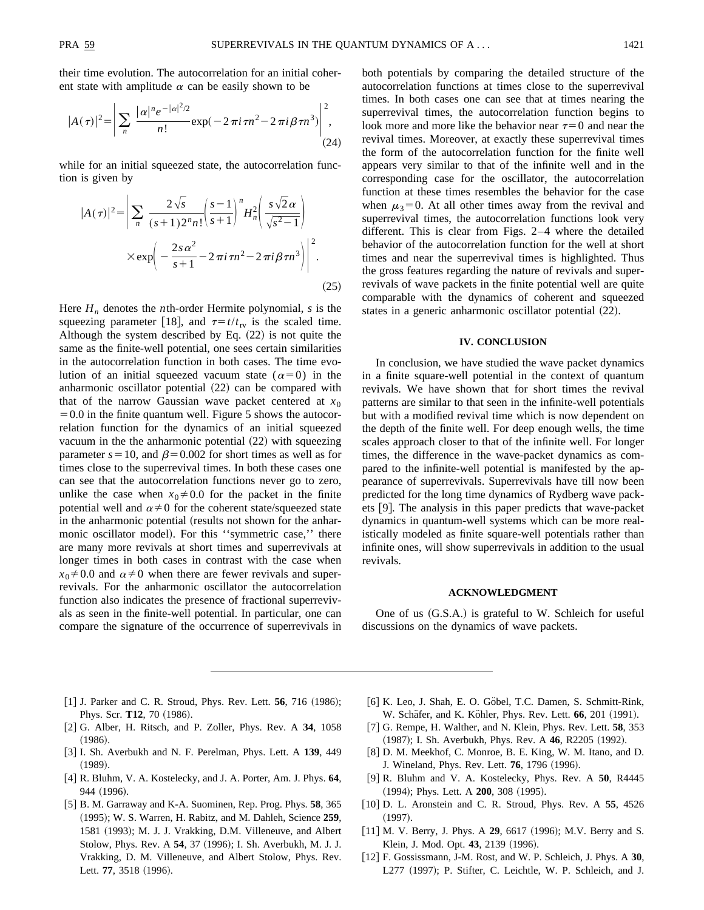their time evolution. The autocorrelation for an initial coherent state with amplitude $\alpha$ can be easily shown to be

$$|A(\tau)|^2 = \left| \sum_n \frac{|\alpha|^n e^{-|\alpha|^2/2}}{n!} \exp(-2\pi i \tau n^2 - 2\pi i \beta \tau n^3) \right|^2, \tag{24}$$

while for an initial squeezed state, the autocorrelation function is given by

$$|A(\tau)|^2 = \left| \sum_n \frac{2\sqrt{s}}{(s+1)2^n n!} \left( \frac{s-1}{s+1} \right)^n H_n^2 \left( \frac{s\sqrt{2}\alpha}{\sqrt{s^2-1}} \right) \times \exp\left( -\frac{2s\alpha^2}{s+1} - 2\pi i \tau n^2 - 2\pi i \beta \tau n^3 \right) \right|^2. \tag{25}$$

Here $H_n$ denotes the $n$th-order Hermite polynomial, $s$ is the squeezing parameter [18], and $\tau = t/t_{\rm rv}$ is the scaled time. Although the system described by Eq. (22) is not quite the same as the finite-well potential, one sees certain similarities in the autocorrelation function in both cases. The time evolution of an initial squeezed vacuum state ($\alpha = 0$) in the anharmonic oscillator potential (22) can be compared with that of the narrow Gaussian wave packet centered at $x_0 = 0.0$ in the finite quantum well. Figure 5 shows the autocorrelation function for the dynamics of an initial squeezed vacuum in the the anharmonic potential (22) with squeezing parameter $s = 10$, and $\beta = 0.002$ for short times as well as for times close to the superrevival times. In both these cases one can see that the autocorrelation functions never go to zero, unlike the case when $x_0 \neq 0.0$ for the packet in the finite potential well and $\alpha \neq 0$ for the coherent state/squeezed state in the anharmonic potential (results not shown for the anharmonic oscillator model). For this ''symmetric case,'' there are many more revivals at short times and superrevivals at longer times in both cases in contrast with the case when $x_0 \neq 0.0$ and $\alpha \neq 0$ when there are fewer revivals and superrevivals. For the anharmonic oscillator the autocorrelation function also indicates the presence of fractional superrevivals as seen in the finite-well potential. In particular, one can compare the signature of the occurrence of superrevivals in both potentials by comparing the detailed structure of the autocorrelation functions at times close to the superrevival times. In both cases one can see that at times nearing the superrevival times, the autocorrelation function begins to look more and more like the behavior near $\tau = 0$ and near the revival times. Moreover, at exactly these superrevival times the form of the autocorrelation function for the finite well appears very similar to that of the infinite well and in the corresponding case for the oscillator, the autocorrelation function at these times resembles the behavior for the case when $\mu_3 = 0$. At all other times away from the revival and superrevival times, the autocorrelation functions look very different. This is clear from Figs. 2–4 where the detailed behavior of the autocorrelation function for the well at short times and near the superrevival times is highlighted. Thus the gross features regarding the nature of revivals and superrevivals of wave packets in the finite potential well are quite comparable with the dynamics of coherent and squeezed states in a generic anharmonic oscillator potential (22).

## IV. CONCLUSION

In conclusion, we have studied the wave packet dynamics in a finite square-well potential in the context of quantum revivals. We have shown that for short times the revival patterns are similar to that seen in the infinite-well potentials but with a modified revival time which is now dependent on the depth of the finite well. For deep enough wells, the time scales approach closer to that of the infinite well. For longer times, the difference in the wave-packet dynamics as compared to the infinite-well potential is manifested by the appearance of superrevivals. Superrevivals have till now been predicted for the long time dynamics of Rydberg wave packets [9]. The analysis in this paper predicts that wave-packet dynamics in quantum-well systems which can be more realistically modeled as finite square-well potentials rather than infinite ones, will show superrevivals in addition to the usual revivals.

## ACKNOWLEDGMENT

One of us (G.S.A.) is grateful to W. Schleich for useful discussions on the dynamics of wave packets.

---

[1] J. Parker and C. R. Stroud, Phys. Rev. Lett. **56**, 716 (1986); Phys. Scr. **T12**, 70 (1986).

[2] G. Alber, H. Ritsch, and P. Zoller, Phys. Rev. A **34**, 1058 (1986).

[3] I. Sh. Averbukh and N. F. Perelman, Phys. Lett. A **139**, 449 (1989).

[4] R. Bluhm, V. A. Kostelecky, and J. A. Porter, Am. J. Phys. **64**, 944 (1996).

[5] B. M. Garraway and K-A. Suominen, Rep. Prog. Phys. **58**, 365 (1995); W. S. Warren, H. Rabitz, and M. Dahleh, Science **259**, 1581 (1993); M. J. J. Vrakking, D.M. Villeneuve, and Albert Stolow, Phys. Rev. A **54**, 37 (1996); I. Sh. Averbukh, M. J. J. Vrakking, D. M. Villeneuve, and Albert Stolow, Phys. Rev. Lett. **77**, 3518 (1996).

[6] K. Leo, J. Shah, E. O. Göbel, T.C. Damen, S. Schmitt-Rink, W. Schäfer, and K. Köhler, Phys. Rev. Lett. **66**, 201 (1991).

[7] G. Rempe, H. Walther, and N. Klein, Phys. Rev. Lett. **58**, 353 (1987); I. Sh. Averbukh, Phys. Rev. A **46**, R2205 (1992).

[8] D. M. Meekhof, C. Monroe, B. E. King, W. M. Itano, and D. J. Wineland, Phys. Rev. Lett. **76**, 1796 (1996).

[9] R. Bluhm and V. A. Kostelecky, Phys. Rev. A **50**, R4445 (1994); Phys. Lett. A **200**, 308 (1995).

[10] D. L. Aronstein and C. R. Stroud, Phys. Rev. A **55**, 4526 (1997).

[11] M. V. Berry, J. Phys. A **29**, 6617 (1996); M.V. Berry and S. Klein, J. Mod. Opt. **43**, 2139 (1996).

[12] F. Gossissmann, J-M. Rost, and W. P. Schleich, J. Phys. A **30**, L277 (1997); P. Stifter, C. Leichtle, W. P. Schleich, and J.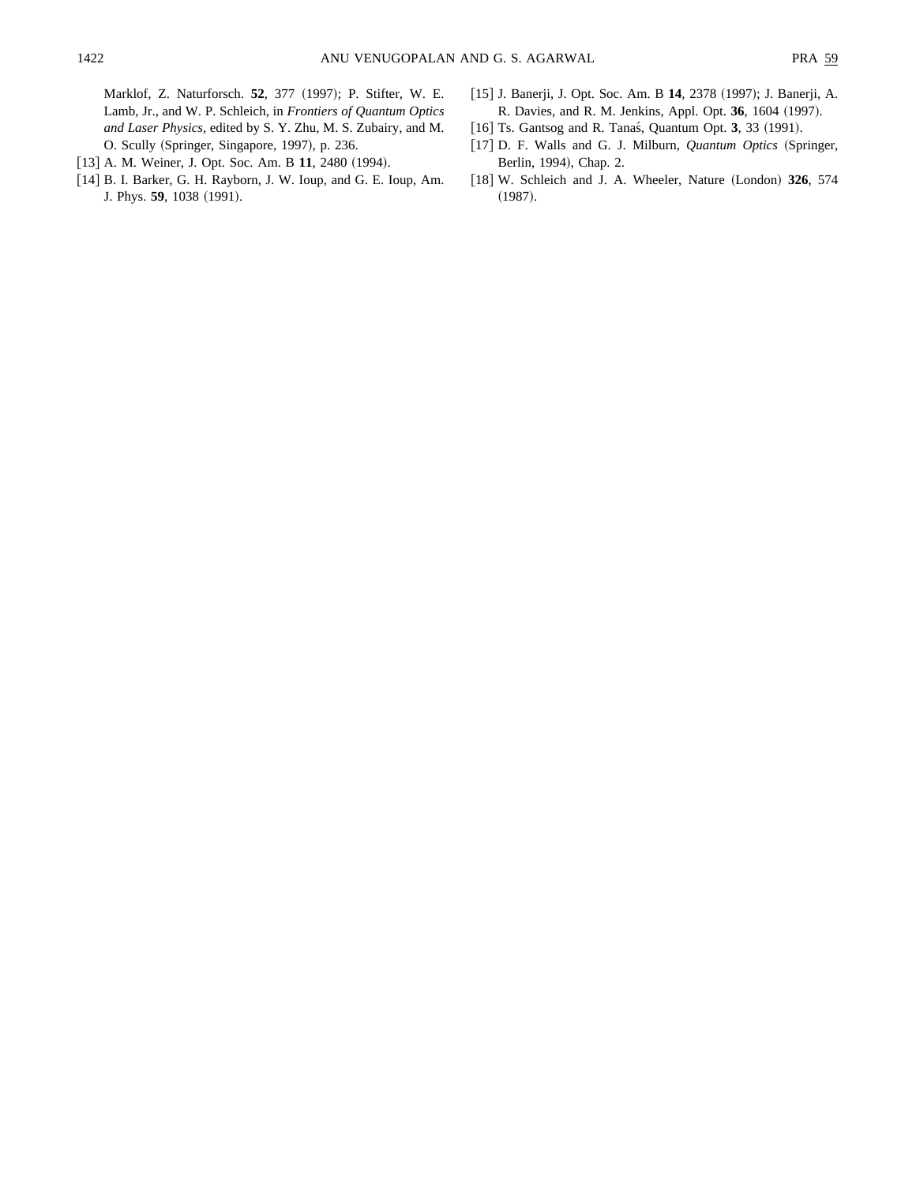Marklof, Z. Naturforsch. **52**, 377 (1997); P. Stifter, W. E. Lamb, Jr., and W. P. Schleich, in *Frontiers of Quantum Optics and Laser Physics*, edited by S. Y. Zhu, M. S. Zubairy, and M. O. Scully (Springer, Singapore, 1997), p. 236.

[13] A. M. Weiner, J. Opt. Soc. Am. B **11**, 2480 (1994).

[14] B. I. Barker, G. H. Rayborn, J. W. Ioup, and G. E. Ioup, Am. J. Phys. **59**, 1038 (1991).

[15] J. Banerji, J. Opt. Soc. Am. B **14**, 2378 (1997); J. Banerji, A. R. Davies, and R. M. Jenkins, Appl. Opt. **36**, 1604 (1997).

[16] Ts. Gantsog and R. Tanaś, Quantum Opt. **3**, 33 (1991).

[17] D. F. Walls and G. J. Milburn, *Quantum Optics* (Springer, Berlin, 1994), Chap. 2.

[18] W. Schleich and J. A. Wheeler, Nature (London) **326**, 574 (1987).